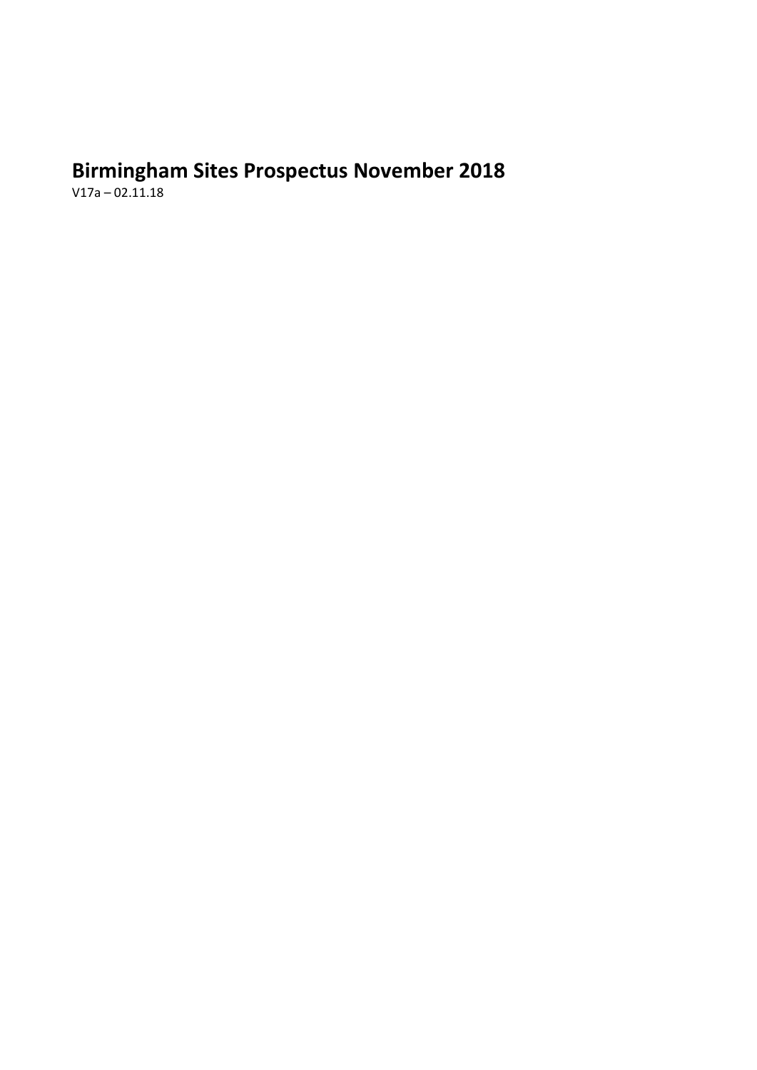# Birmingham Sites Prospectus November 2018

V17a – 02.11.18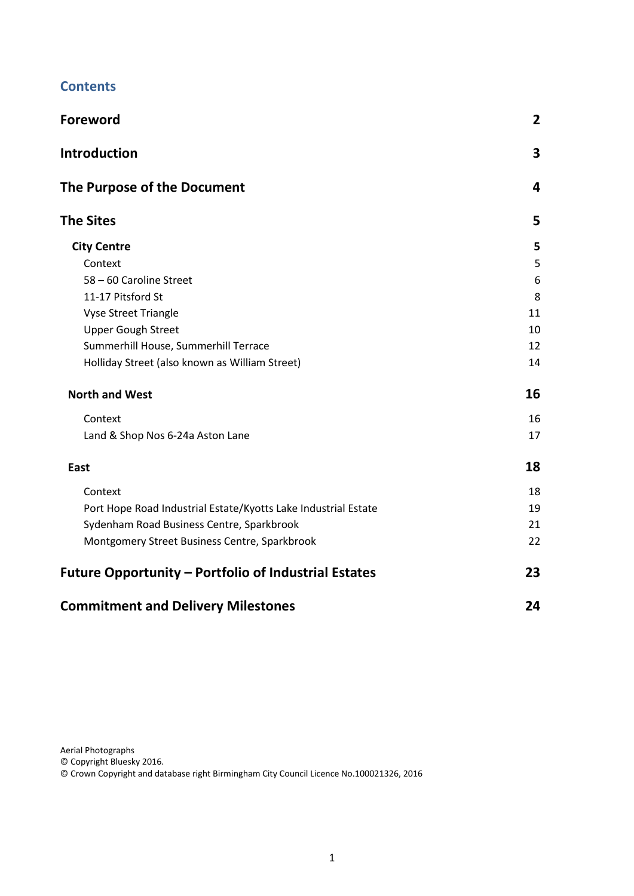## Contents

| | |
|---|---|
| **Foreword** | **2** |
| **Introduction** | **3** |
| **The Purpose of the Document** | **4** |
| **The Sites** | **5** |
| **City Centre** | **5** |
| Context | 5 |
| 58 – 60 Caroline Street | 6 |
| 11-17 Pitsford St | 8 |
| Vyse Street Triangle | 11 |
| Upper Gough Street | 10 |
| Summerhill House, Summerhill Terrace | 12 |
| Holliday Street (also known as William Street) | 14 |
| **North and West** | **16** |
| Context | 16 |
| Land & Shop Nos 6-24a Aston Lane | 17 |
| **East** | **18** |
| Context | 18 |
| Port Hope Road Industrial Estate/Kyotts Lake Industrial Estate | 19 |
| Sydenham Road Business Centre, Sparkbrook | 21 |
| Montgomery Street Business Centre, Sparkbrook | 22 |
| **Future Opportunity – Portfolio of Industrial Estates** | **23** |
| **Commitment and Delivery Milestones** | **24** |

Aerial Photographs
© Copyright Bluesky 2016.
© Crown Copyright and database right Birmingham City Council Licence No.100021326, 2016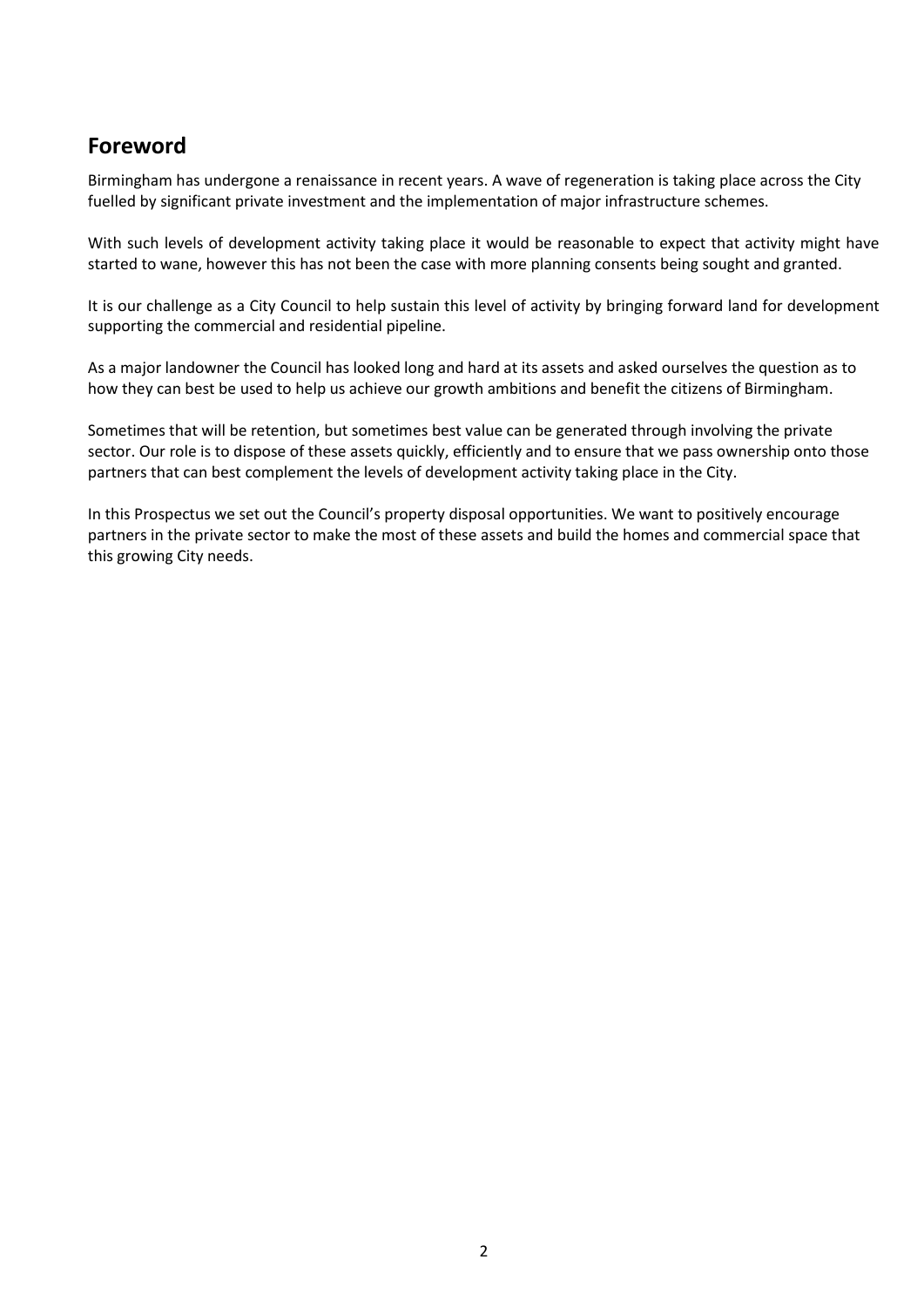## Foreword

Birmingham has undergone a renaissance in recent years. A wave of regeneration is taking place across the City fuelled by significant private investment and the implementation of major infrastructure schemes.

With such levels of development activity taking place it would be reasonable to expect that activity might have started to wane, however this has not been the case with more planning consents being sought and granted.

It is our challenge as a City Council to help sustain this level of activity by bringing forward land for development supporting the commercial and residential pipeline.

As a major landowner the Council has looked long and hard at its assets and asked ourselves the question as to how they can best be used to help us achieve our growth ambitions and benefit the citizens of Birmingham.

Sometimes that will be retention, but sometimes best value can be generated through involving the private sector. Our role is to dispose of these assets quickly, efficiently and to ensure that we pass ownership onto those partners that can best complement the levels of development activity taking place in the City.

In this Prospectus we set out the Council's property disposal opportunities. We want to positively encourage partners in the private sector to make the most of these assets and build the homes and commercial space that this growing City needs.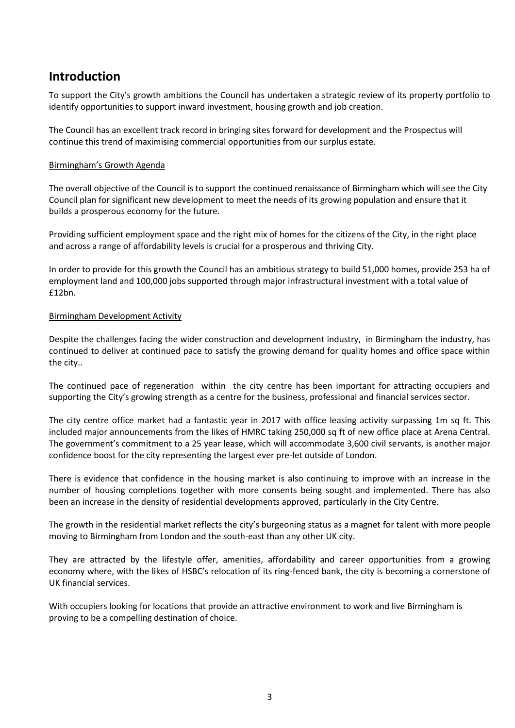## Introduction

To support the City's growth ambitions the Council has undertaken a strategic review of its property portfolio to identify opportunities to support inward investment, housing growth and job creation.

The Council has an excellent track record in bringing sites forward for development and the Prospectus will continue this trend of maximising commercial opportunities from our surplus estate.

### Birmingham's Growth Agenda

The overall objective of the Council is to support the continued renaissance of Birmingham which will see the City Council plan for significant new development to meet the needs of its growing population and ensure that it builds a prosperous economy for the future.

Providing sufficient employment space and the right mix of homes for the citizens of the City, in the right place and across a range of affordability levels is crucial for a prosperous and thriving City.

In order to provide for this growth the Council has an ambitious strategy to build 51,000 homes, provide 253 ha of employment land and 100,000 jobs supported through major infrastructural investment with a total value of £12bn.

### Birmingham Development Activity

Despite the challenges facing the wider construction and development industry, in Birmingham the industry, has continued to deliver at continued pace to satisfy the growing demand for quality homes and office space within the city..

The continued pace of regeneration within the city centre has been important for attracting occupiers and supporting the City's growing strength as a centre for the business, professional and financial services sector.

The city centre office market had a fantastic year in 2017 with office leasing activity surpassing 1m sq ft. This included major announcements from the likes of HMRC taking 250,000 sq ft of new office place at Arena Central. The government's commitment to a 25 year lease, which will accommodate 3,600 civil servants, is another major confidence boost for the city representing the largest ever pre-let outside of London.

There is evidence that confidence in the housing market is also continuing to improve with an increase in the number of housing completions together with more consents being sought and implemented. There has also been an increase in the density of residential developments approved, particularly in the City Centre.

The growth in the residential market reflects the city's burgeoning status as a magnet for talent with more people moving to Birmingham from London and the south-east than any other UK city.

They are attracted by the lifestyle offer, amenities, affordability and career opportunities from a growing economy where, with the likes of HSBC's relocation of its ring-fenced bank, the city is becoming a cornerstone of UK financial services.

With occupiers looking for locations that provide an attractive environment to work and live Birmingham is proving to be a compelling destination of choice.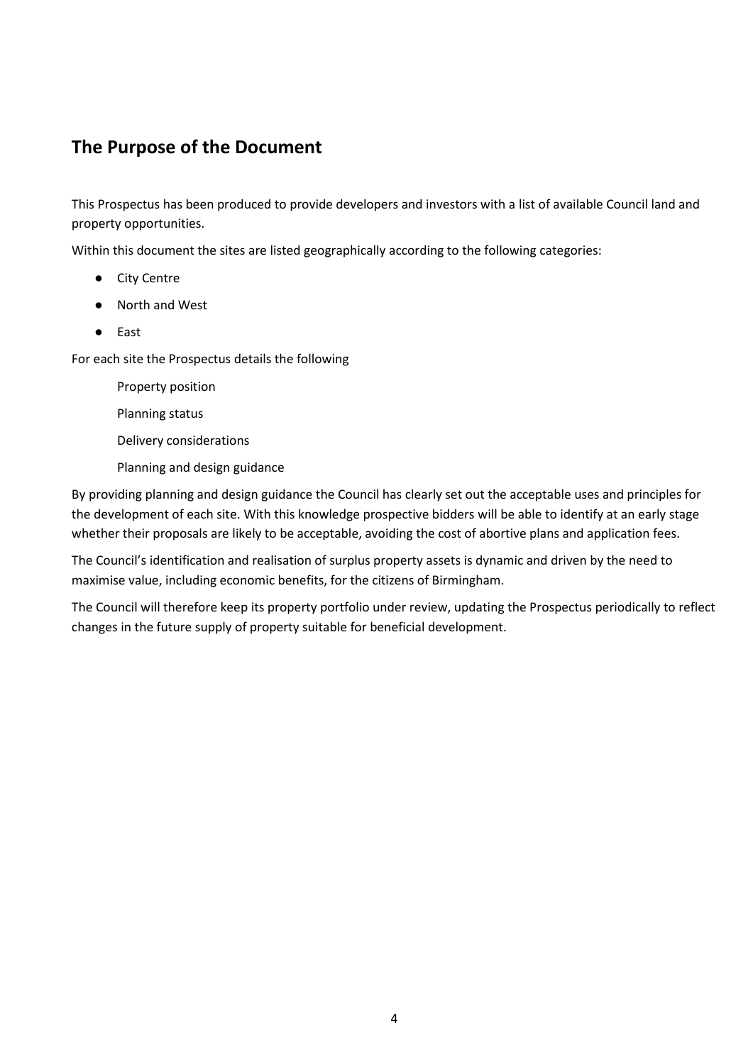## The Purpose of the Document

This Prospectus has been produced to provide developers and investors with a list of available Council land and property opportunities.

Within this document the sites are listed geographically according to the following categories:

- City Centre
- North and West
- East

For each site the Prospectus details the following

Property position

Planning status

Delivery considerations

Planning and design guidance

By providing planning and design guidance the Council has clearly set out the acceptable uses and principles for the development of each site. With this knowledge prospective bidders will be able to identify at an early stage whether their proposals are likely to be acceptable, avoiding the cost of abortive plans and application fees.

The Council's identification and realisation of surplus property assets is dynamic and driven by the need to maximise value, including economic benefits, for the citizens of Birmingham.

The Council will therefore keep its property portfolio under review, updating the Prospectus periodically to reflect changes in the future supply of property suitable for beneficial development.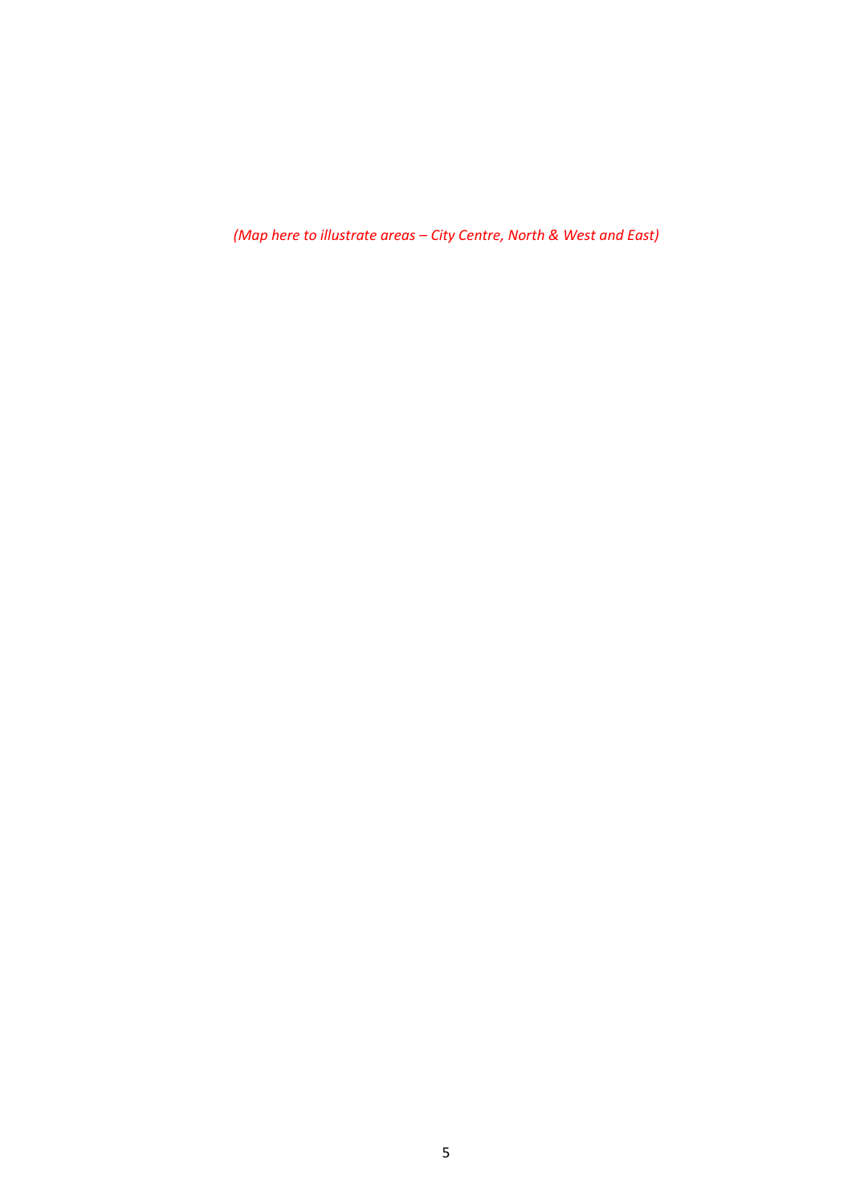*(Map here to illustrate areas – City Centre, North & West and East)*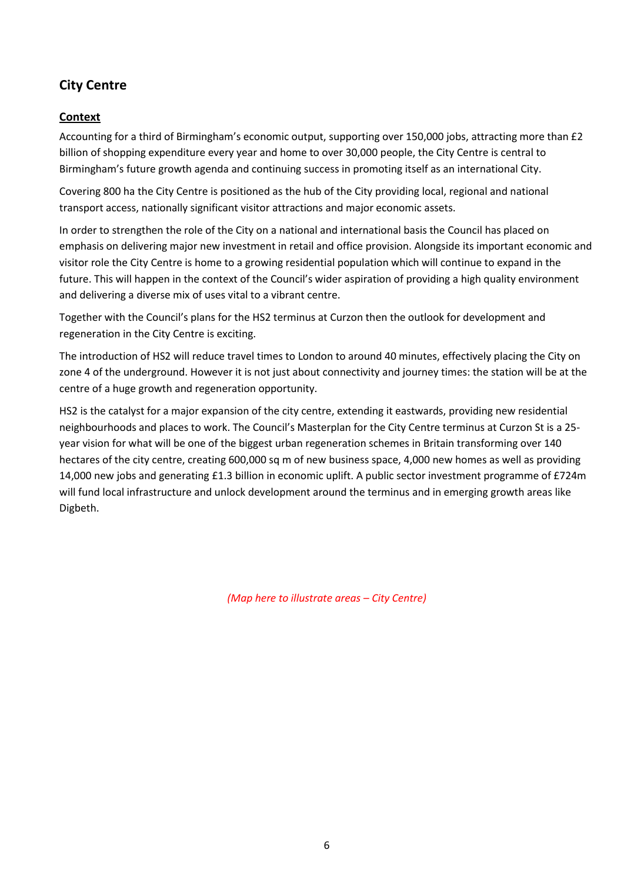## City Centre

### Context

Accounting for a third of Birmingham's economic output, supporting over 150,000 jobs, attracting more than £2 billion of shopping expenditure every year and home to over 30,000 people, the City Centre is central to Birmingham's future growth agenda and continuing success in promoting itself as an international City.

Covering 800 ha the City Centre is positioned as the hub of the City providing local, regional and national transport access, nationally significant visitor attractions and major economic assets.

In order to strengthen the role of the City on a national and international basis the Council has placed on emphasis on delivering major new investment in retail and office provision. Alongside its important economic and visitor role the City Centre is home to a growing residential population which will continue to expand in the future. This will happen in the context of the Council's wider aspiration of providing a high quality environment and delivering a diverse mix of uses vital to a vibrant centre.

Together with the Council's plans for the HS2 terminus at Curzon then the outlook for development and regeneration in the City Centre is exciting.

The introduction of HS2 will reduce travel times to London to around 40 minutes, effectively placing the City on zone 4 of the underground. However it is not just about connectivity and journey times: the station will be at the centre of a huge growth and regeneration opportunity.

HS2 is the catalyst for a major expansion of the city centre, extending it eastwards, providing new residential neighbourhoods and places to work. The Council's Masterplan for the City Centre terminus at Curzon St is a 25-year vision for what will be one of the biggest urban regeneration schemes in Britain transforming over 140 hectares of the city centre, creating 600,000 sq m of new business space, 4,000 new homes as well as providing 14,000 new jobs and generating £1.3 billion in economic uplift. A public sector investment programme of £724m will fund local infrastructure and unlock development around the terminus and in emerging growth areas like Digbeth.

*(Map here to illustrate areas – City Centre)*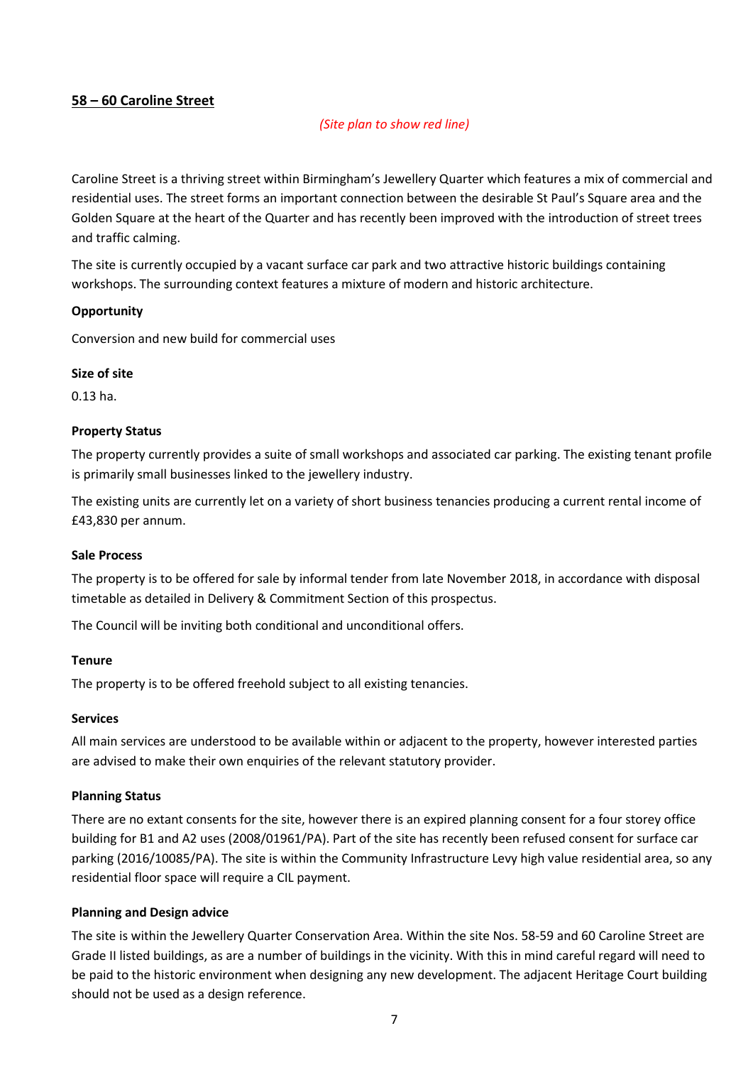## 58 – 60 Caroline Street

*(Site plan to show red line)*

Caroline Street is a thriving street within Birmingham's Jewellery Quarter which features a mix of commercial and residential uses. The street forms an important connection between the desirable St Paul's Square area and the Golden Square at the heart of the Quarter and has recently been improved with the introduction of street trees and traffic calming.

The site is currently occupied by a vacant surface car park and two attractive historic buildings containing workshops. The surrounding context features a mixture of modern and historic architecture.

**Opportunity**

Conversion and new build for commercial uses

**Size of site**

0.13 ha.

**Property Status**

The property currently provides a suite of small workshops and associated car parking. The existing tenant profile is primarily small businesses linked to the jewellery industry.

The existing units are currently let on a variety of short business tenancies producing a current rental income of £43,830 per annum.

**Sale Process**

The property is to be offered for sale by informal tender from late November 2018, in accordance with disposal timetable as detailed in Delivery & Commitment Section of this prospectus.

The Council will be inviting both conditional and unconditional offers.

**Tenure**

The property is to be offered freehold subject to all existing tenancies.

**Services**

All main services are understood to be available within or adjacent to the property, however interested parties are advised to make their own enquiries of the relevant statutory provider.

**Planning Status**

There are no extant consents for the site, however there is an expired planning consent for a four storey office building for B1 and A2 uses (2008/01961/PA). Part of the site has recently been refused consent for surface car parking (2016/10085/PA). The site is within the Community Infrastructure Levy high value residential area, so any residential floor space will require a CIL payment.

**Planning and Design advice**

The site is within the Jewellery Quarter Conservation Area. Within the site Nos. 58-59 and 60 Caroline Street are Grade II listed buildings, as are a number of buildings in the vicinity. With this in mind careful regard will need to be paid to the historic environment when designing any new development. The adjacent Heritage Court building should not be used as a design reference.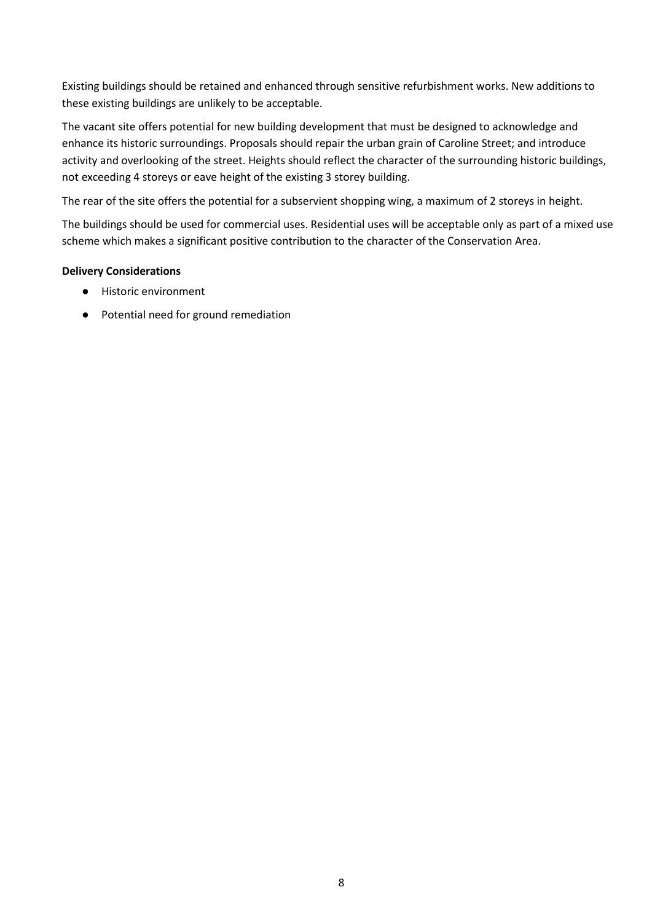Existing buildings should be retained and enhanced through sensitive refurbishment works. New additions to these existing buildings are unlikely to be acceptable.

The vacant site offers potential for new building development that must be designed to acknowledge and enhance its historic surroundings. Proposals should repair the urban grain of Caroline Street; and introduce activity and overlooking of the street. Heights should reflect the character of the surrounding historic buildings, not exceeding 4 storeys or eave height of the existing 3 storey building.

The rear of the site offers the potential for a subservient shopping wing, a maximum of 2 storeys in height.

The buildings should be used for commercial uses. Residential uses will be acceptable only as part of a mixed use scheme which makes a significant positive contribution to the character of the Conservation Area.

**Delivery Considerations**

- Historic environment
- Potential need for ground remediation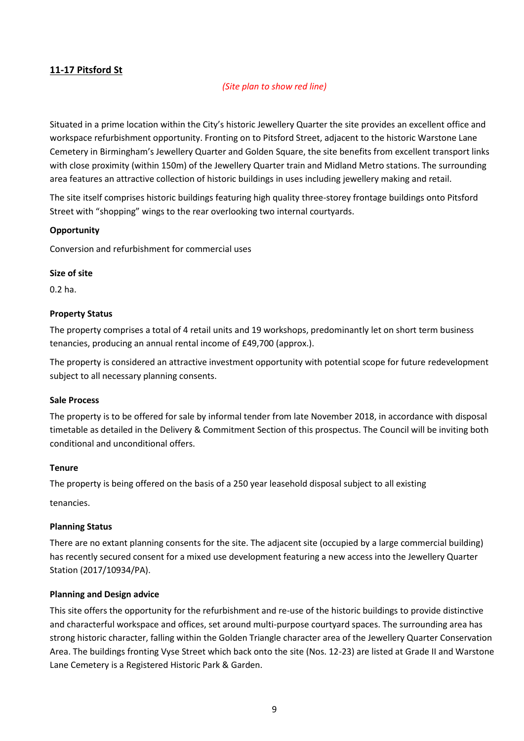## 11-17 Pitsford St

*(Site plan to show red line)*

Situated in a prime location within the City's historic Jewellery Quarter the site provides an excellent office and workspace refurbishment opportunity. Fronting on to Pitsford Street, adjacent to the historic Warstone Lane Cemetery in Birmingham's Jewellery Quarter and Golden Square, the site benefits from excellent transport links with close proximity (within 150m) of the Jewellery Quarter train and Midland Metro stations. The surrounding area features an attractive collection of historic buildings in uses including jewellery making and retail.

The site itself comprises historic buildings featuring high quality three-storey frontage buildings onto Pitsford Street with "shopping" wings to the rear overlooking two internal courtyards.

**Opportunity**

Conversion and refurbishment for commercial uses

**Size of site**

0.2 ha.

**Property Status**

The property comprises a total of 4 retail units and 19 workshops, predominantly let on short term business tenancies, producing an annual rental income of £49,700 (approx.).

The property is considered an attractive investment opportunity with potential scope for future redevelopment subject to all necessary planning consents.

**Sale Process**

The property is to be offered for sale by informal tender from late November 2018, in accordance with disposal timetable as detailed in the Delivery & Commitment Section of this prospectus. The Council will be inviting both conditional and unconditional offers.

**Tenure**

The property is being offered on the basis of a 250 year leasehold disposal subject to all existing tenancies.

**Planning Status**

There are no extant planning consents for the site. The adjacent site (occupied by a large commercial building) has recently secured consent for a mixed use development featuring a new access into the Jewellery Quarter Station (2017/10934/PA).

**Planning and Design advice**

This site offers the opportunity for the refurbishment and re-use of the historic buildings to provide distinctive and characterful workspace and offices, set around multi-purpose courtyard spaces. The surrounding area has strong historic character, falling within the Golden Triangle character area of the Jewellery Quarter Conservation Area. The buildings fronting Vyse Street which back onto the site (Nos. 12-23) are listed at Grade II and Warstone Lane Cemetery is a Registered Historic Park & Garden.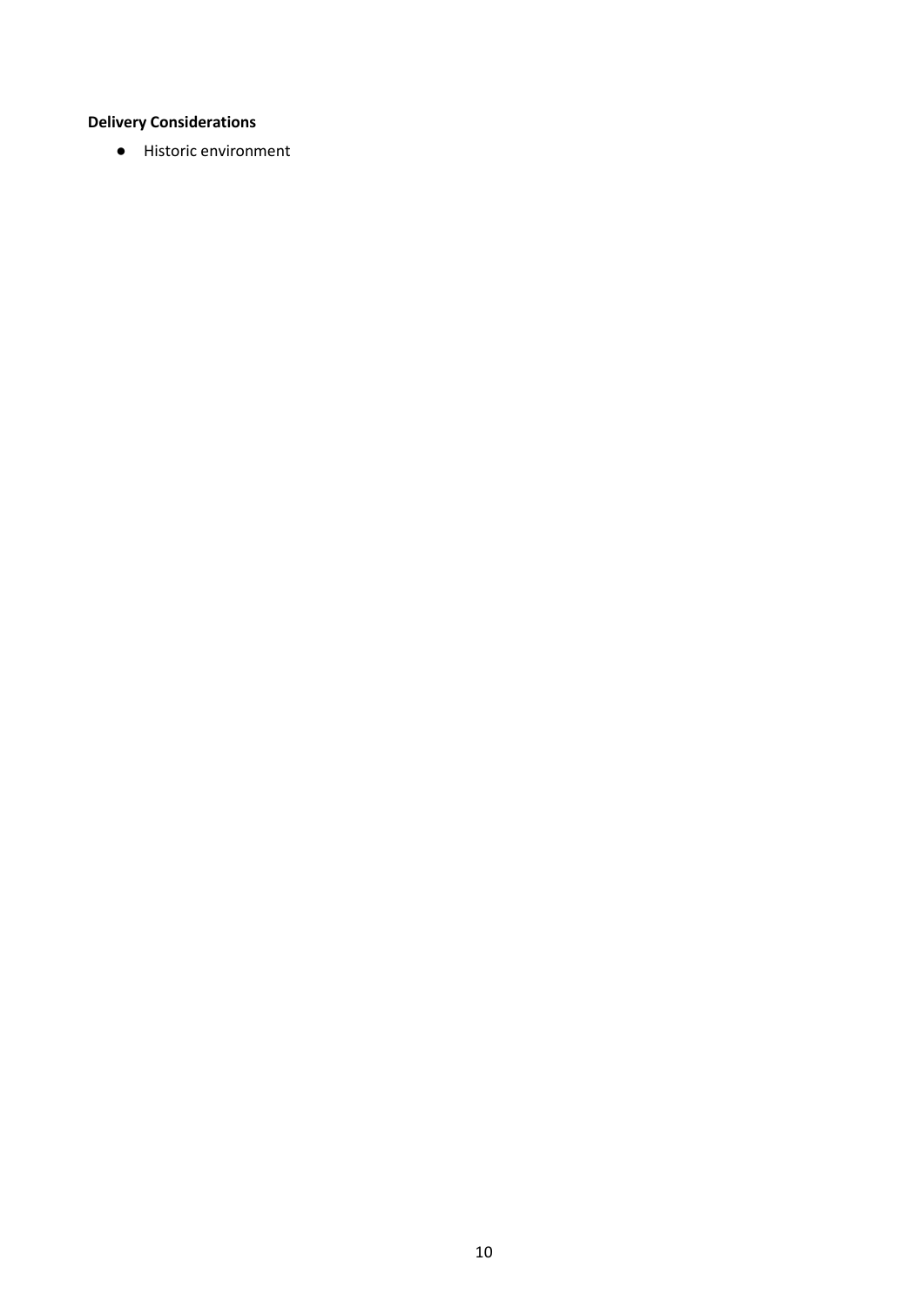**Delivery Considerations**

- Historic environment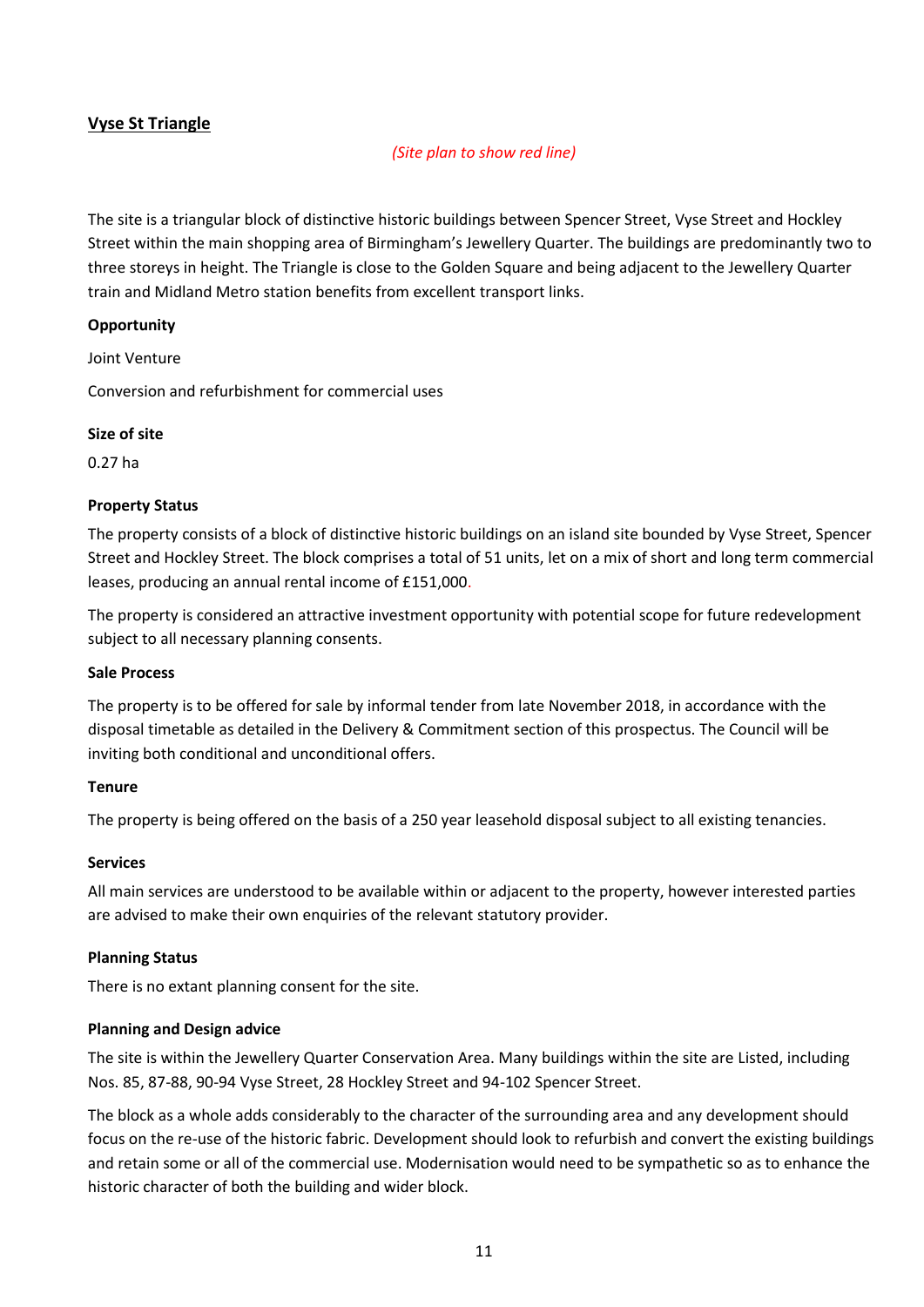## Vyse St Triangle

*(Site plan to show red line)*

The site is a triangular block of distinctive historic buildings between Spencer Street, Vyse Street and Hockley Street within the main shopping area of Birmingham's Jewellery Quarter. The buildings are predominantly two to three storeys in height. The Triangle is close to the Golden Square and being adjacent to the Jewellery Quarter train and Midland Metro station benefits from excellent transport links.

**Opportunity**

Joint Venture

Conversion and refurbishment for commercial uses

**Size of site**

0.27 ha

**Property Status**

The property consists of a block of distinctive historic buildings on an island site bounded by Vyse Street, Spencer Street and Hockley Street. The block comprises a total of 51 units, let on a mix of short and long term commercial leases, producing an annual rental income of £151,000.

The property is considered an attractive investment opportunity with potential scope for future redevelopment subject to all necessary planning consents.

**Sale Process**

The property is to be offered for sale by informal tender from late November 2018, in accordance with the disposal timetable as detailed in the Delivery & Commitment section of this prospectus. The Council will be inviting both conditional and unconditional offers.

**Tenure**

The property is being offered on the basis of a 250 year leasehold disposal subject to all existing tenancies.

**Services**

All main services are understood to be available within or adjacent to the property, however interested parties are advised to make their own enquiries of the relevant statutory provider.

**Planning Status**

There is no extant planning consent for the site.

**Planning and Design advice**

The site is within the Jewellery Quarter Conservation Area. Many buildings within the site are Listed, including Nos. 85, 87-88, 90-94 Vyse Street, 28 Hockley Street and 94-102 Spencer Street.

The block as a whole adds considerably to the character of the surrounding area and any development should focus on the re-use of the historic fabric. Development should look to refurbish and convert the existing buildings and retain some or all of the commercial use. Modernisation would need to be sympathetic so as to enhance the historic character of both the building and wider block.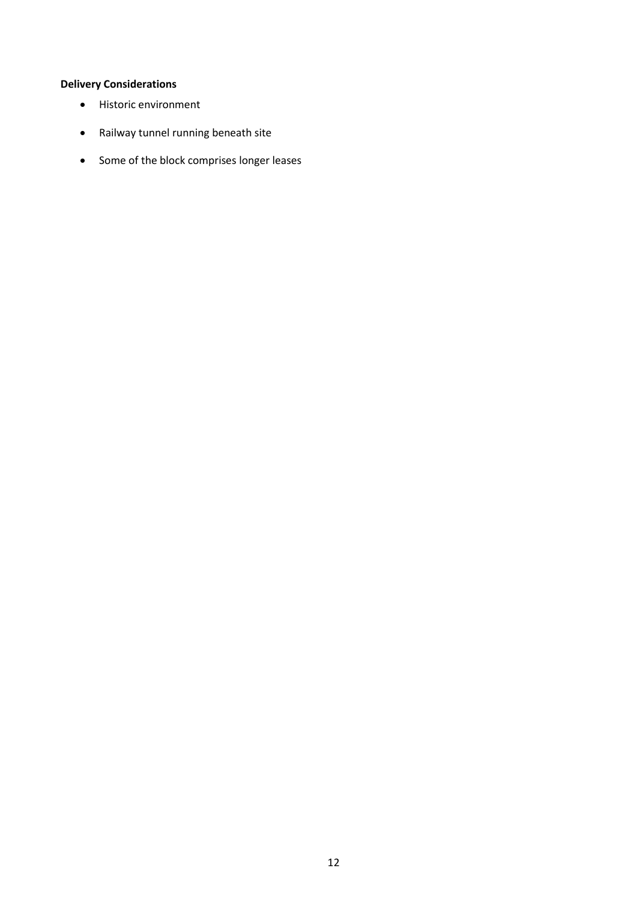**Delivery Considerations**

- Historic environment
- Railway tunnel running beneath site
- Some of the block comprises longer leases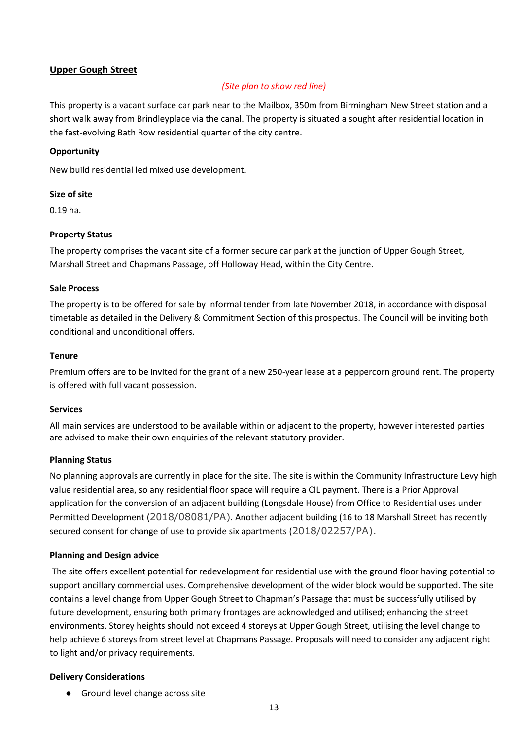## Upper Gough Street

*(Site plan to show red line)*

This property is a vacant surface car park near to the Mailbox, 350m from Birmingham New Street station and a short walk away from Brindleyplace via the canal. The property is situated a sought after residential location in the fast-evolving Bath Row residential quarter of the city centre.

### Opportunity

New build residential led mixed use development.

### Size of site

0.19 ha.

### Property Status

The property comprises the vacant site of a former secure car park at the junction of Upper Gough Street, Marshall Street and Chapmans Passage, off Holloway Head, within the City Centre.

### Sale Process

The property is to be offered for sale by informal tender from late November 2018, in accordance with disposal timetable as detailed in the Delivery & Commitment Section of this prospectus. The Council will be inviting both conditional and unconditional offers.

### Tenure

Premium offers are to be invited for the grant of a new 250-year lease at a peppercorn ground rent. The property is offered with full vacant possession.

### Services

All main services are understood to be available within or adjacent to the property, however interested parties are advised to make their own enquiries of the relevant statutory provider.

### Planning Status

No planning approvals are currently in place for the site. The site is within the Community Infrastructure Levy high value residential area, so any residential floor space will require a CIL payment. There is a Prior Approval application for the conversion of an adjacent building (Longsdale House) from Office to Residential uses under Permitted Development (2018/08081/PA). Another adjacent building (16 to 18 Marshall Street has recently secured consent for change of use to provide six apartments (2018/02257/PA).

### Planning and Design advice

The site offers excellent potential for redevelopment for residential use with the ground floor having potential to support ancillary commercial uses. Comprehensive development of the wider block would be supported. The site contains a level change from Upper Gough Street to Chapman's Passage that must be successfully utilised by future development, ensuring both primary frontages are acknowledged and utilised; enhancing the street environments. Storey heights should not exceed 4 storeys at Upper Gough Street, utilising the level change to help achieve 6 storeys from street level at Chapmans Passage. Proposals will need to consider any adjacent right to light and/or privacy requirements.

### Delivery Considerations

- Ground level change across site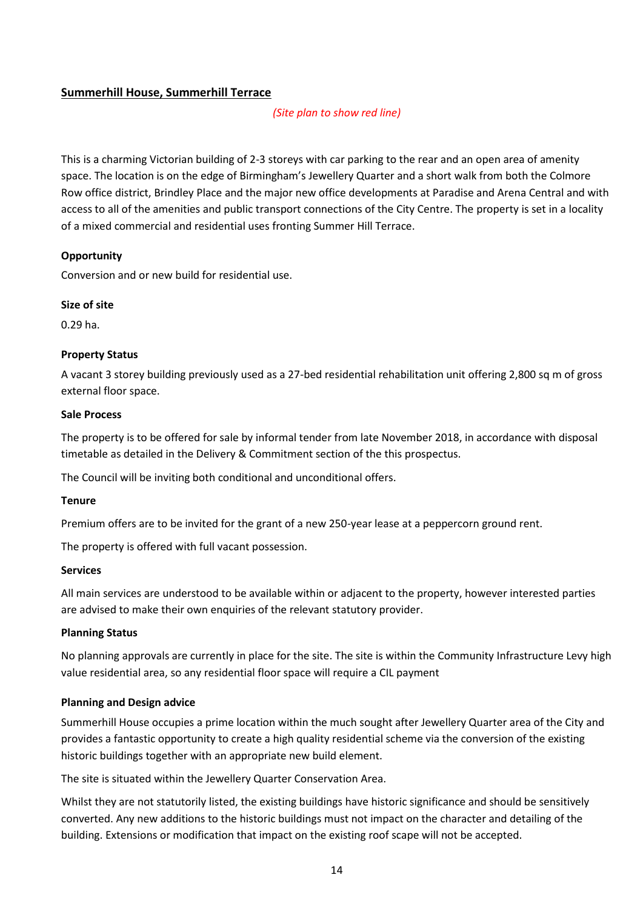## Summerhill House, Summerhill Terrace

*(Site plan to show red line)*

This is a charming Victorian building of 2-3 storeys with car parking to the rear and an open area of amenity space. The location is on the edge of Birmingham's Jewellery Quarter and a short walk from both the Colmore Row office district, Brindley Place and the major new office developments at Paradise and Arena Central and with access to all of the amenities and public transport connections of the City Centre. The property is set in a locality of a mixed commercial and residential uses fronting Summer Hill Terrace.

**Opportunity**

Conversion and or new build for residential use.

**Size of site**

0.29 ha.

**Property Status**

A vacant 3 storey building previously used as a 27-bed residential rehabilitation unit offering 2,800 sq m of gross external floor space.

**Sale Process**

The property is to be offered for sale by informal tender from late November 2018, in accordance with disposal timetable as detailed in the Delivery & Commitment section of the this prospectus.

The Council will be inviting both conditional and unconditional offers.

**Tenure**

Premium offers are to be invited for the grant of a new 250-year lease at a peppercorn ground rent.

The property is offered with full vacant possession.

**Services**

All main services are understood to be available within or adjacent to the property, however interested parties are advised to make their own enquiries of the relevant statutory provider.

**Planning Status**

No planning approvals are currently in place for the site. The site is within the Community Infrastructure Levy high value residential area, so any residential floor space will require a CIL payment

**Planning and Design advice**

Summerhill House occupies a prime location within the much sought after Jewellery Quarter area of the City and provides a fantastic opportunity to create a high quality residential scheme via the conversion of the existing historic buildings together with an appropriate new build element.

The site is situated within the Jewellery Quarter Conservation Area.

Whilst they are not statutorily listed, the existing buildings have historic significance and should be sensitively converted. Any new additions to the historic buildings must not impact on the character and detailing of the building. Extensions or modification that impact on the existing roof scape will not be accepted.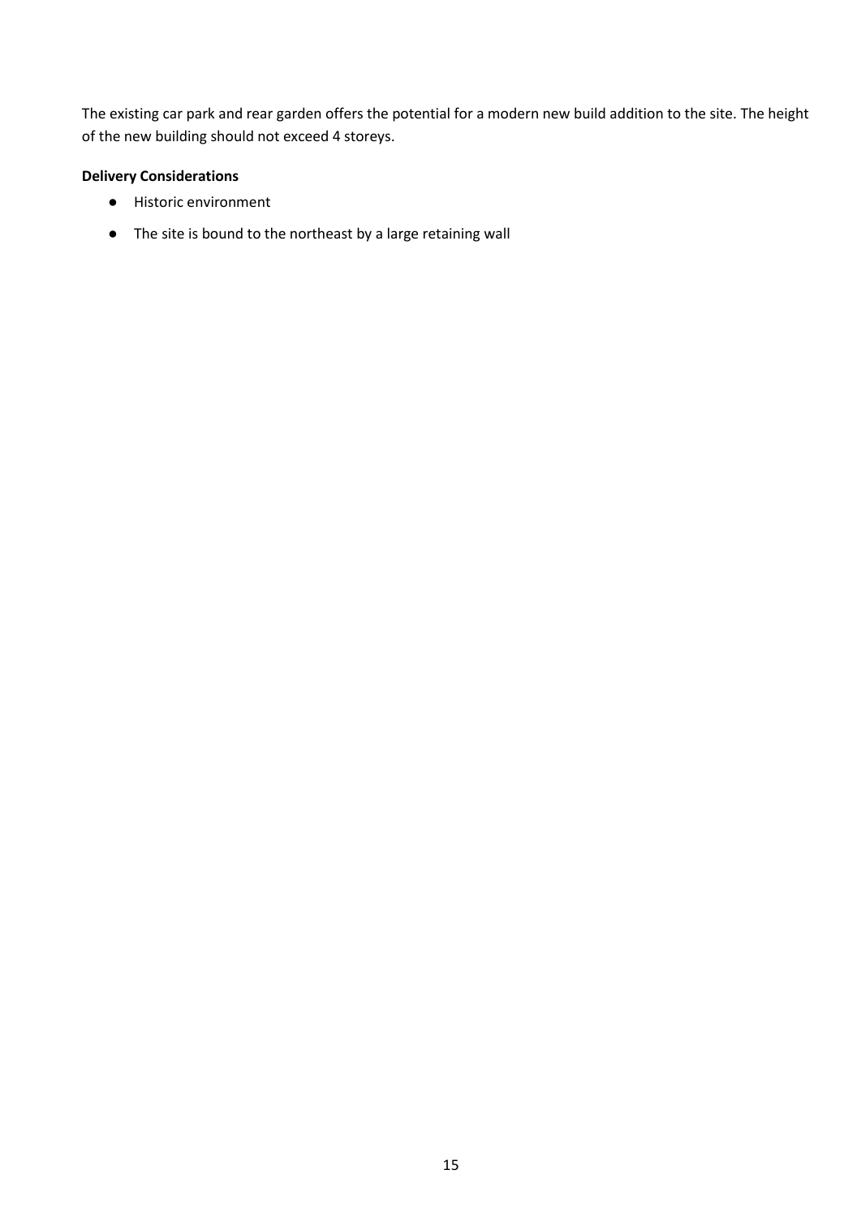The existing car park and rear garden offers the potential for a modern new build addition to the site. The height of the new building should not exceed 4 storeys.

**Delivery Considerations**

- Historic environment
- The site is bound to the northeast by a large retaining wall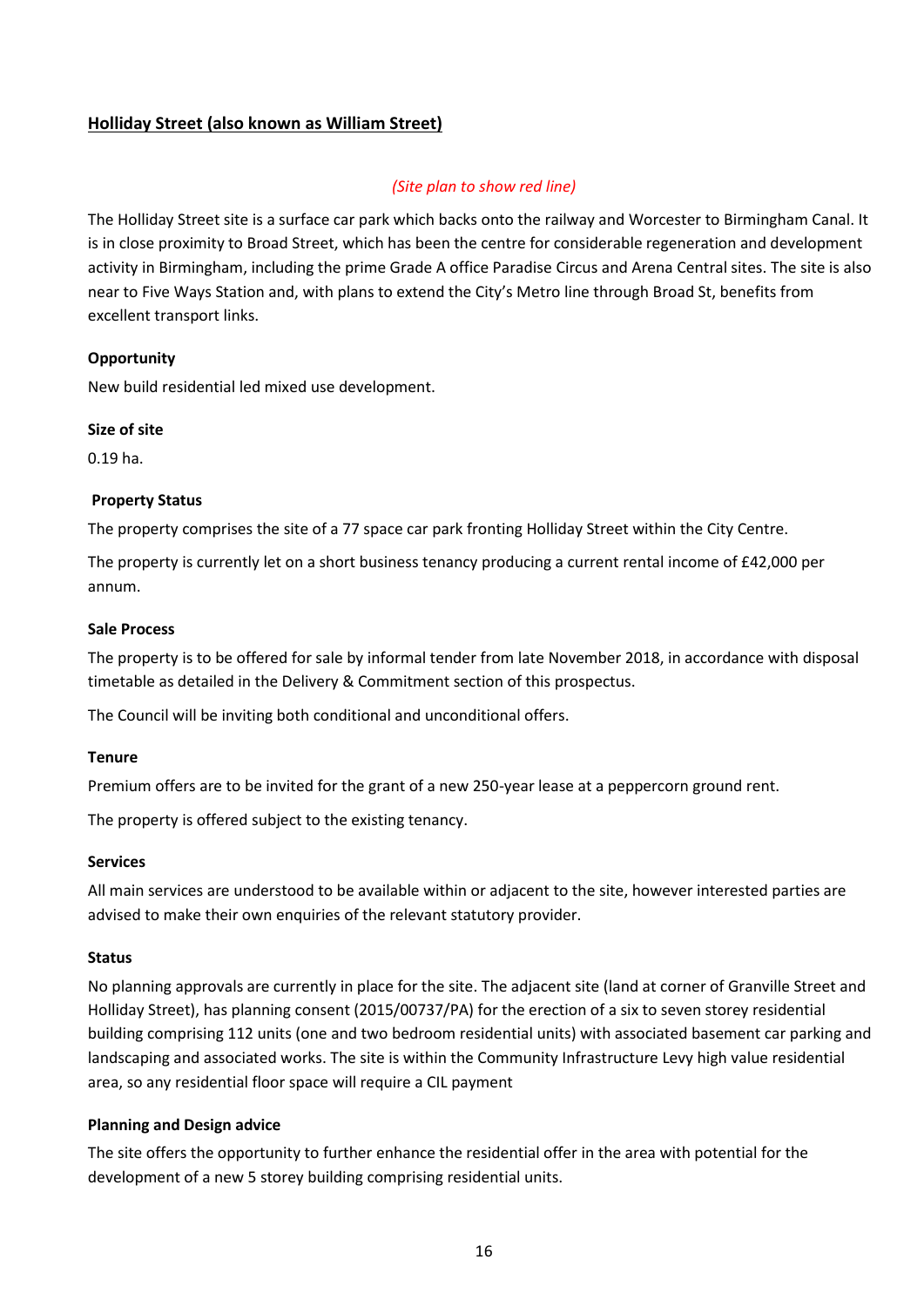## Holliday Street (also known as William Street)

*(Site plan to show red line)*

The Holliday Street site is a surface car park which backs onto the railway and Worcester to Birmingham Canal. It is in close proximity to Broad Street, which has been the centre for considerable regeneration and development activity in Birmingham, including the prime Grade A office Paradise Circus and Arena Central sites. The site is also near to Five Ways Station and, with plans to extend the City's Metro line through Broad St, benefits from excellent transport links.

**Opportunity**

New build residential led mixed use development.

**Size of site**

0.19 ha.

**Property Status**

The property comprises the site of a 77 space car park fronting Holliday Street within the City Centre.

The property is currently let on a short business tenancy producing a current rental income of £42,000 per annum.

**Sale Process**

The property is to be offered for sale by informal tender from late November 2018, in accordance with disposal timetable as detailed in the Delivery & Commitment section of this prospectus.

The Council will be inviting both conditional and unconditional offers.

**Tenure**

Premium offers are to be invited for the grant of a new 250-year lease at a peppercorn ground rent.

The property is offered subject to the existing tenancy.

**Services**

All main services are understood to be available within or adjacent to the site, however interested parties are advised to make their own enquiries of the relevant statutory provider.

**Status**

No planning approvals are currently in place for the site. The adjacent site (land at corner of Granville Street and Holliday Street), has planning consent (2015/00737/PA) for the erection of a six to seven storey residential building comprising 112 units (one and two bedroom residential units) with associated basement car parking and landscaping and associated works. The site is within the Community Infrastructure Levy high value residential area, so any residential floor space will require a CIL payment

**Planning and Design advice**

The site offers the opportunity to further enhance the residential offer in the area with potential for the development of a new 5 storey building comprising residential units.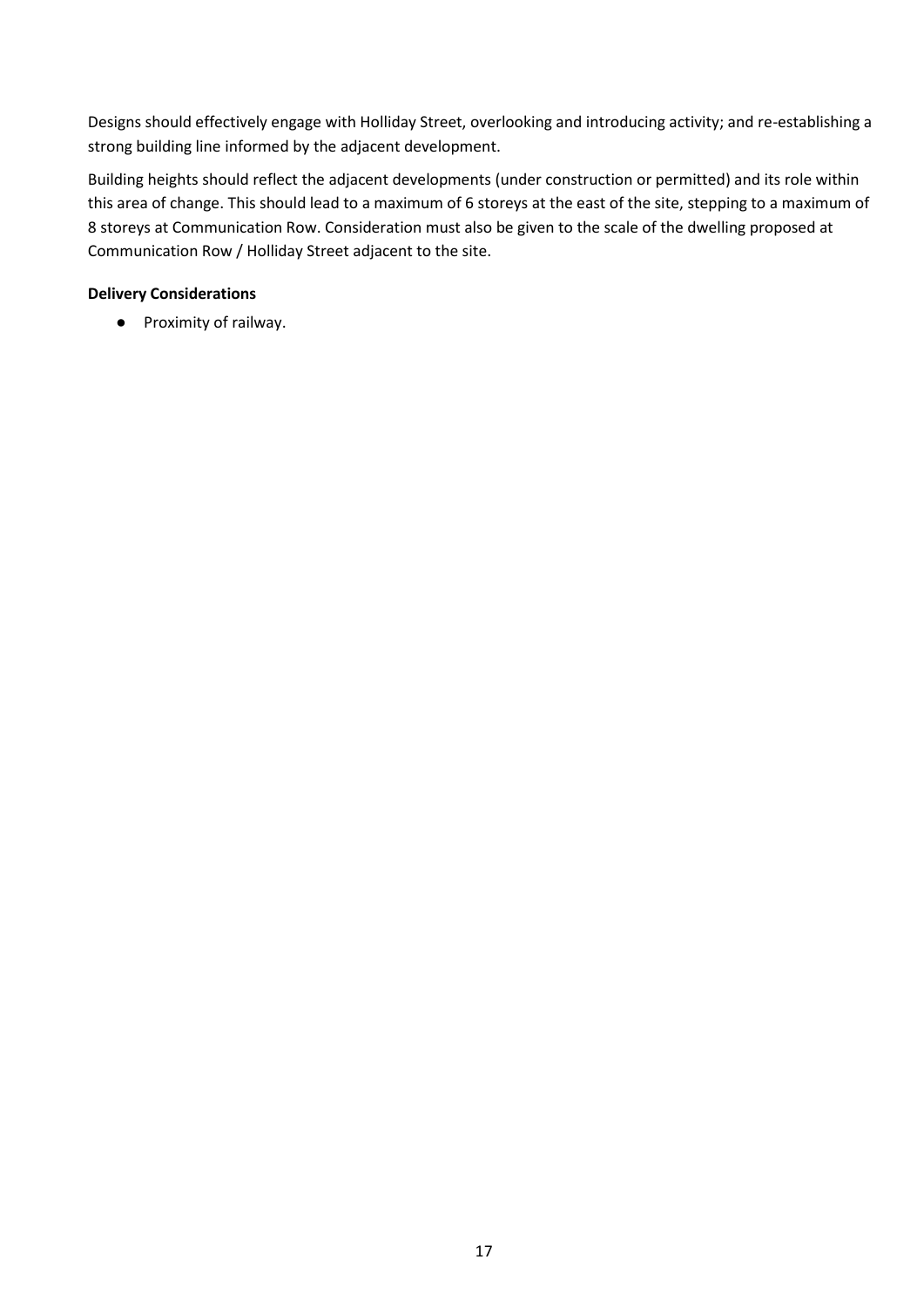Designs should effectively engage with Holliday Street, overlooking and introducing activity; and re-establishing a strong building line informed by the adjacent development.

Building heights should reflect the adjacent developments (under construction or permitted) and its role within this area of change. This should lead to a maximum of 6 storeys at the east of the site, stepping to a maximum of 8 storeys at Communication Row. Consideration must also be given to the scale of the dwelling proposed at Communication Row / Holliday Street adjacent to the site.

**Delivery Considerations**

- Proximity of railway.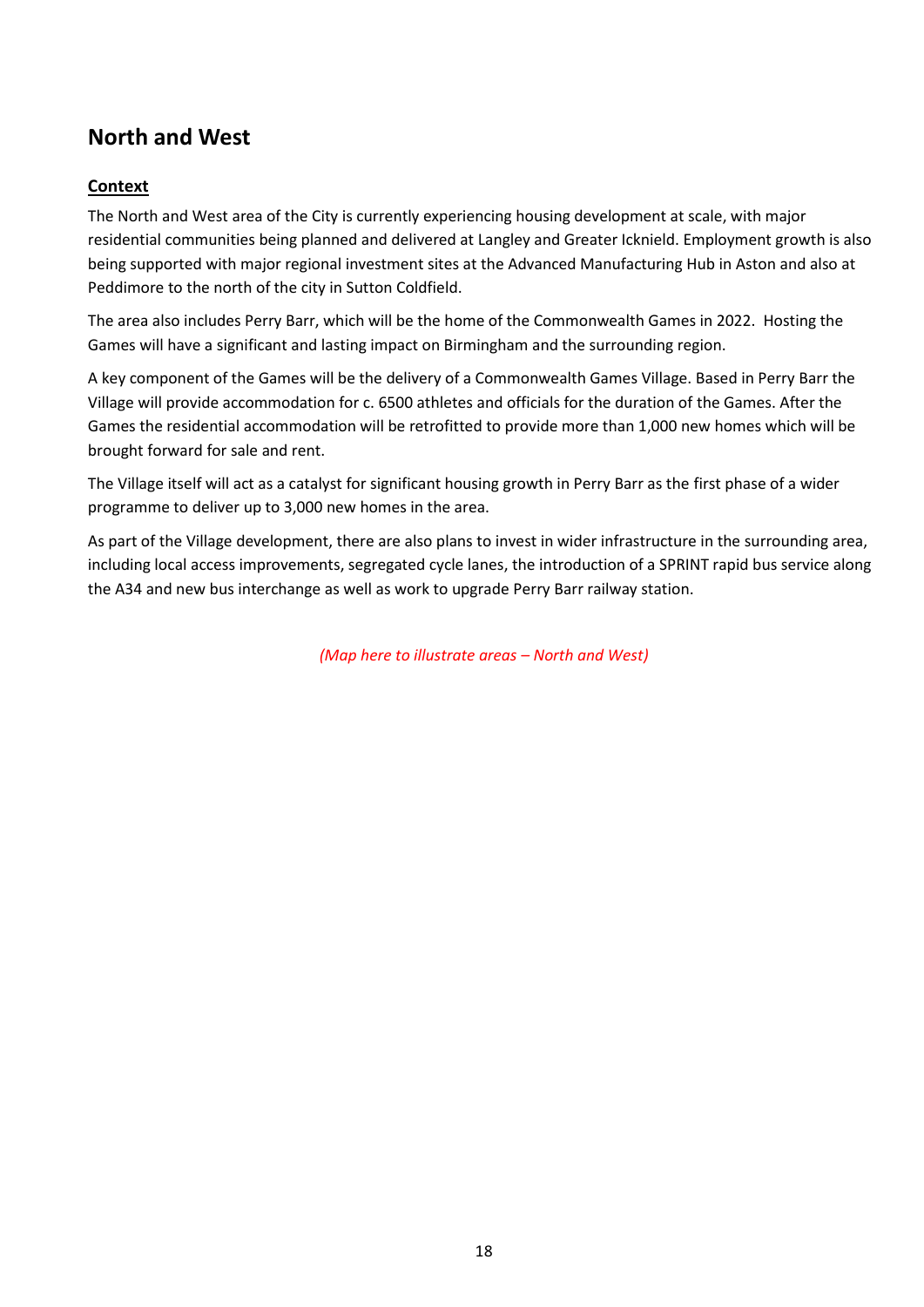## North and West

**Context**

The North and West area of the City is currently experiencing housing development at scale, with major residential communities being planned and delivered at Langley and Greater Icknield. Employment growth is also being supported with major regional investment sites at the Advanced Manufacturing Hub in Aston and also at Peddimore to the north of the city in Sutton Coldfield.

The area also includes Perry Barr, which will be the home of the Commonwealth Games in 2022. Hosting the Games will have a significant and lasting impact on Birmingham and the surrounding region.

A key component of the Games will be the delivery of a Commonwealth Games Village. Based in Perry Barr the Village will provide accommodation for c. 6500 athletes and officials for the duration of the Games. After the Games the residential accommodation will be retrofitted to provide more than 1,000 new homes which will be brought forward for sale and rent.

The Village itself will act as a catalyst for significant housing growth in Perry Barr as the first phase of a wider programme to deliver up to 3,000 new homes in the area.

As part of the Village development, there are also plans to invest in wider infrastructure in the surrounding area, including local access improvements, segregated cycle lanes, the introduction of a SPRINT rapid bus service along the A34 and new bus interchange as well as work to upgrade Perry Barr railway station.

*(Map here to illustrate areas – North and West)*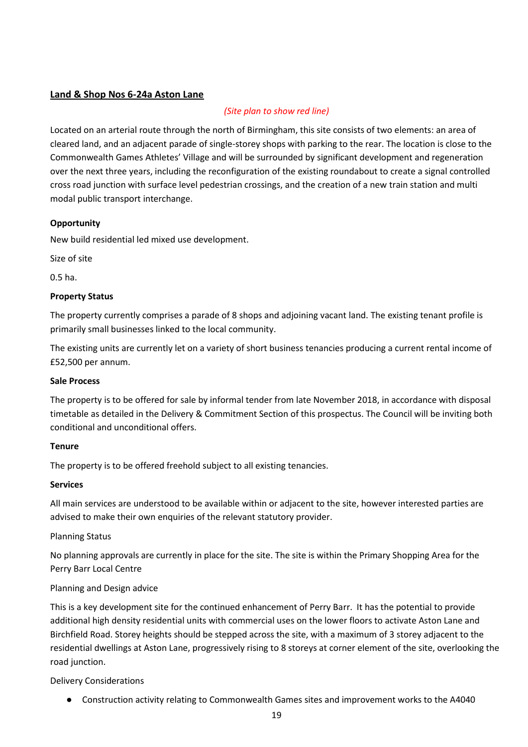## Land & Shop Nos 6-24a Aston Lane

*(Site plan to show red line)*

Located on an arterial route through the north of Birmingham, this site consists of two elements: an area of cleared land, and an adjacent parade of single-storey shops with parking to the rear. The location is close to the Commonwealth Games Athletes' Village and will be surrounded by significant development and regeneration over the next three years, including the reconfiguration of the existing roundabout to create a signal controlled cross road junction with surface level pedestrian crossings, and the creation of a new train station and multi modal public transport interchange.

**Opportunity**

New build residential led mixed use development.

Size of site

0.5 ha.

**Property Status**

The property currently comprises a parade of 8 shops and adjoining vacant land. The existing tenant profile is primarily small businesses linked to the local community.

The existing units are currently let on a variety of short business tenancies producing a current rental income of £52,500 per annum.

**Sale Process**

The property is to be offered for sale by informal tender from late November 2018, in accordance with disposal timetable as detailed in the Delivery & Commitment Section of this prospectus. The Council will be inviting both conditional and unconditional offers.

**Tenure**

The property is to be offered freehold subject to all existing tenancies.

**Services**

All main services are understood to be available within or adjacent to the site, however interested parties are advised to make their own enquiries of the relevant statutory provider.

Planning Status

No planning approvals are currently in place for the site. The site is within the Primary Shopping Area for the Perry Barr Local Centre

Planning and Design advice

This is a key development site for the continued enhancement of Perry Barr. It has the potential to provide additional high density residential units with commercial uses on the lower floors to activate Aston Lane and Birchfield Road. Storey heights should be stepped across the site, with a maximum of 3 storey adjacent to the residential dwellings at Aston Lane, progressively rising to 8 storeys at corner element of the site, overlooking the road junction.

Delivery Considerations

- Construction activity relating to Commonwealth Games sites and improvement works to the A4040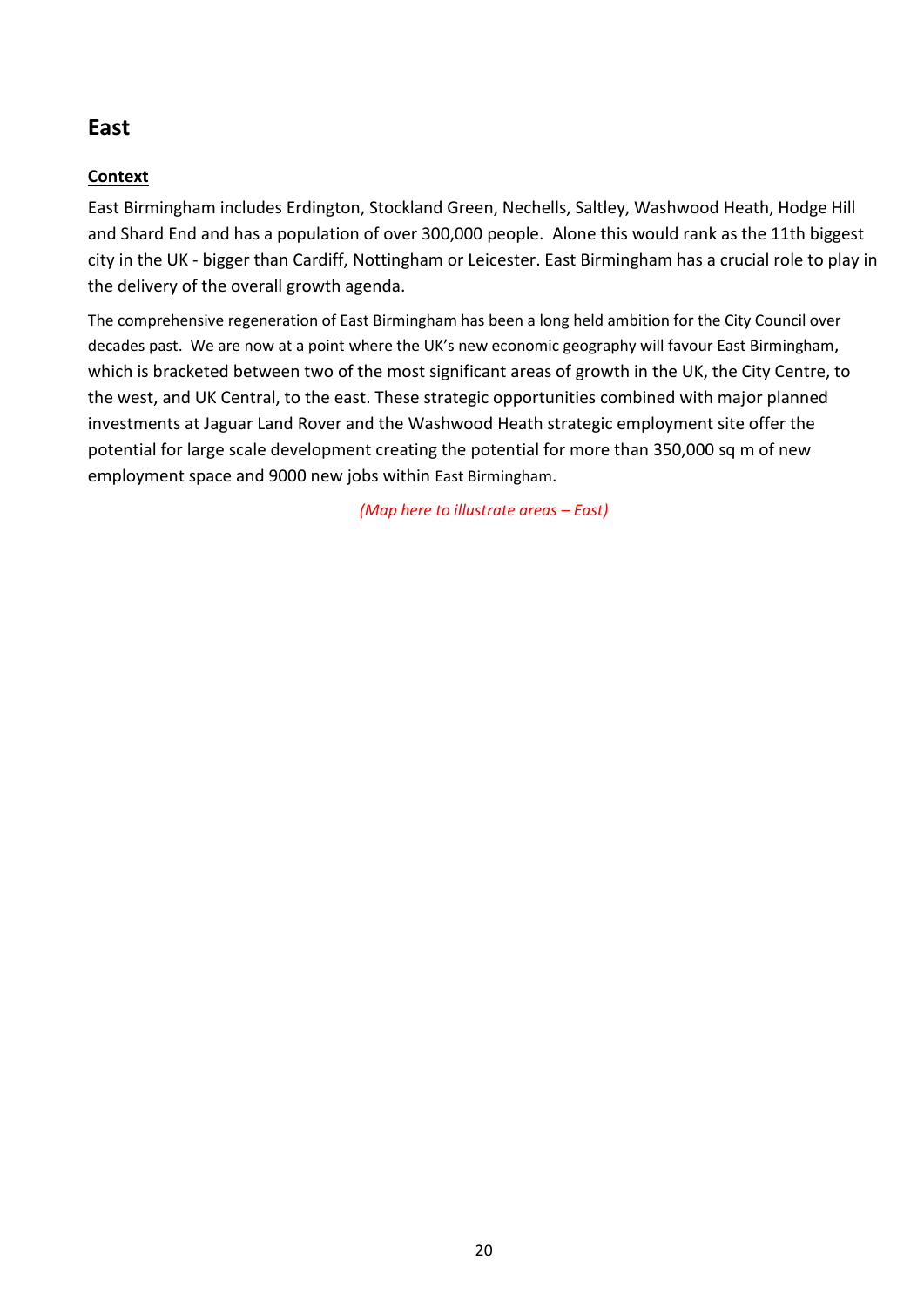## East

**Context**

East Birmingham includes Erdington, Stockland Green, Nechells, Saltley, Washwood Heath, Hodge Hill and Shard End and has a population of over 300,000 people. Alone this would rank as the 11th biggest city in the UK - bigger than Cardiff, Nottingham or Leicester. East Birmingham has a crucial role to play in the delivery of the overall growth agenda.

The comprehensive regeneration of East Birmingham has been a long held ambition for the City Council over decades past. We are now at a point where the UK's new economic geography will favour East Birmingham, which is bracketed between two of the most significant areas of growth in the UK, the City Centre, to the west, and UK Central, to the east. These strategic opportunities combined with major planned investments at Jaguar Land Rover and the Washwood Heath strategic employment site offer the potential for large scale development creating the potential for more than 350,000 sq m of new employment space and 9000 new jobs within East Birmingham.

*(Map here to illustrate areas – East)*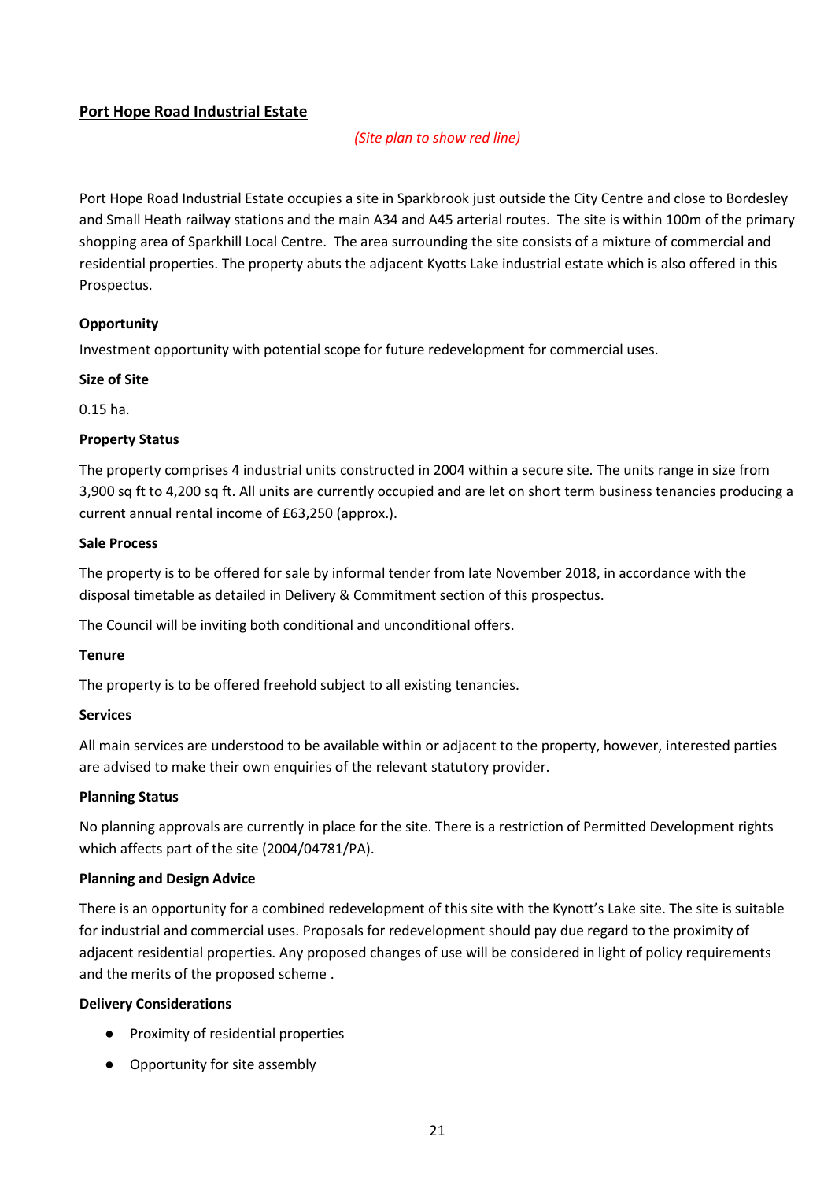## Port Hope Road Industrial Estate

*(Site plan to show red line)*

Port Hope Road Industrial Estate occupies a site in Sparkbrook just outside the City Centre and close to Bordesley and Small Heath railway stations and the main A34 and A45 arterial routes. The site is within 100m of the primary shopping area of Sparkhill Local Centre. The area surrounding the site consists of a mixture of commercial and residential properties. The property abuts the adjacent Kyotts Lake industrial estate which is also offered in this Prospectus.

**Opportunity**

Investment opportunity with potential scope for future redevelopment for commercial uses.

**Size of Site**

0.15 ha.

**Property Status**

The property comprises 4 industrial units constructed in 2004 within a secure site. The units range in size from 3,900 sq ft to 4,200 sq ft. All units are currently occupied and are let on short term business tenancies producing a current annual rental income of £63,250 (approx.).

**Sale Process**

The property is to be offered for sale by informal tender from late November 2018, in accordance with the disposal timetable as detailed in Delivery & Commitment section of this prospectus.

The Council will be inviting both conditional and unconditional offers.

**Tenure**

The property is to be offered freehold subject to all existing tenancies.

**Services**

All main services are understood to be available within or adjacent to the property, however, interested parties are advised to make their own enquiries of the relevant statutory provider.

**Planning Status**

No planning approvals are currently in place for the site. There is a restriction of Permitted Development rights which affects part of the site (2004/04781/PA).

**Planning and Design Advice**

There is an opportunity for a combined redevelopment of this site with the Kynott's Lake site. The site is suitable for industrial and commercial uses. Proposals for redevelopment should pay due regard to the proximity of adjacent residential properties. Any proposed changes of use will be considered in light of policy requirements and the merits of the proposed scheme .

**Delivery Considerations**

- Proximity of residential properties
- Opportunity for site assembly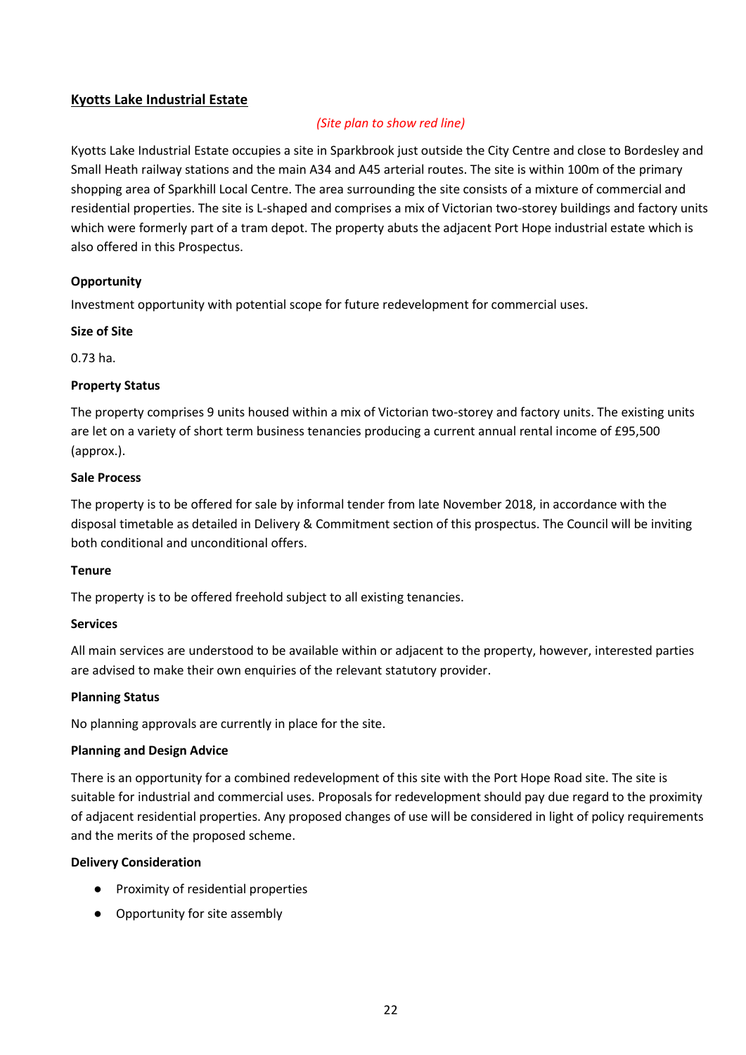## Kyotts Lake Industrial Estate

*(Site plan to show red line)*

Kyotts Lake Industrial Estate occupies a site in Sparkbrook just outside the City Centre and close to Bordesley and Small Heath railway stations and the main A34 and A45 arterial routes. The site is within 100m of the primary shopping area of Sparkhill Local Centre. The area surrounding the site consists of a mixture of commercial and residential properties. The site is L-shaped and comprises a mix of Victorian two-storey buildings and factory units which were formerly part of a tram depot. The property abuts the adjacent Port Hope industrial estate which is also offered in this Prospectus.

**Opportunity**

Investment opportunity with potential scope for future redevelopment for commercial uses.

**Size of Site**

0.73 ha.

**Property Status**

The property comprises 9 units housed within a mix of Victorian two-storey and factory units. The existing units are let on a variety of short term business tenancies producing a current annual rental income of £95,500 (approx.).

**Sale Process**

The property is to be offered for sale by informal tender from late November 2018, in accordance with the disposal timetable as detailed in Delivery & Commitment section of this prospectus. The Council will be inviting both conditional and unconditional offers.

**Tenure**

The property is to be offered freehold subject to all existing tenancies.

**Services**

All main services are understood to be available within or adjacent to the property, however, interested parties are advised to make their own enquiries of the relevant statutory provider.

**Planning Status**

No planning approvals are currently in place for the site.

**Planning and Design Advice**

There is an opportunity for a combined redevelopment of this site with the Port Hope Road site. The site is suitable for industrial and commercial uses. Proposals for redevelopment should pay due regard to the proximity of adjacent residential properties. Any proposed changes of use will be considered in light of policy requirements and the merits of the proposed scheme.

**Delivery Consideration**

- Proximity of residential properties
- Opportunity for site assembly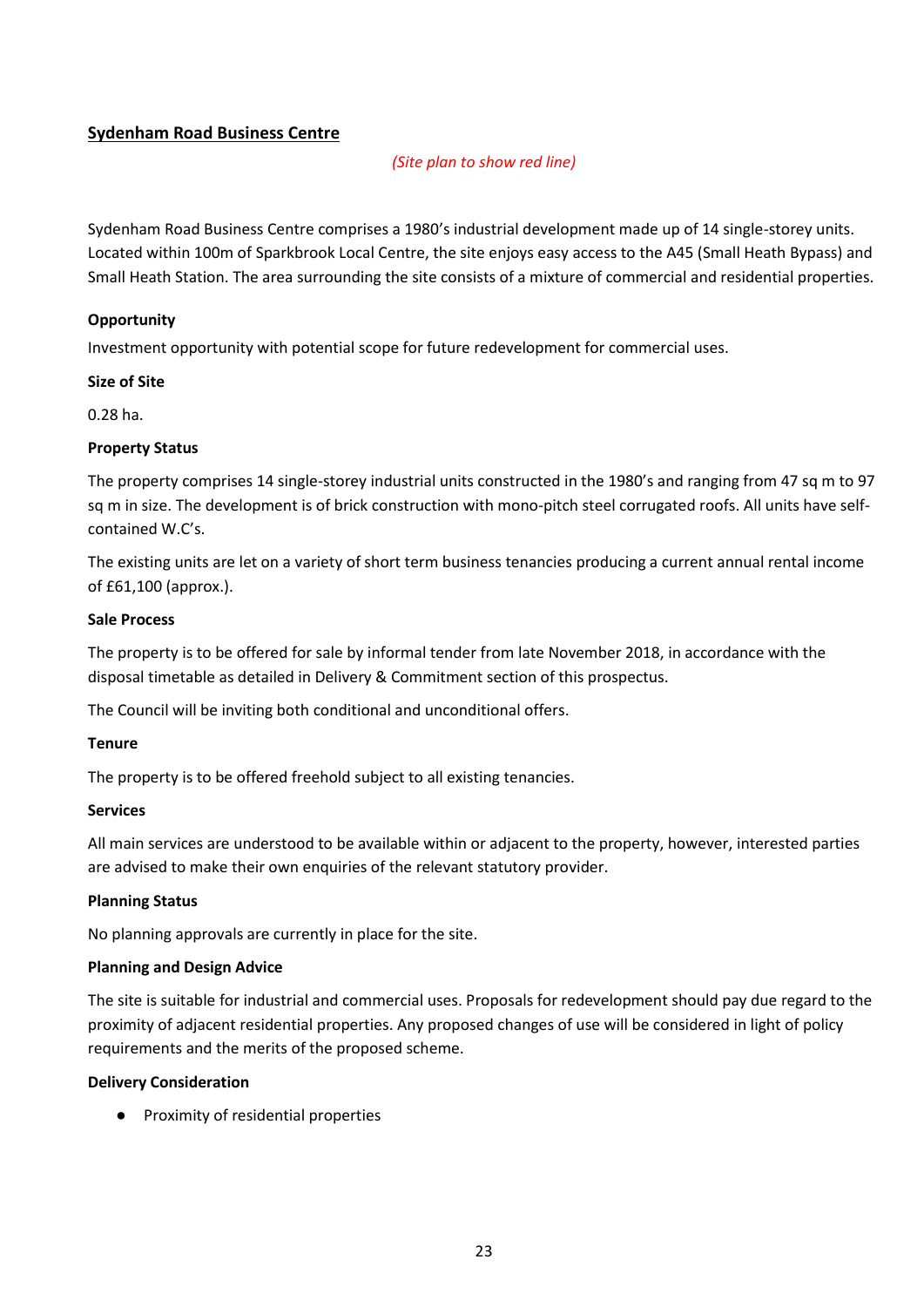## Sydenham Road Business Centre

*(Site plan to show red line)*

Sydenham Road Business Centre comprises a 1980's industrial development made up of 14 single-storey units. Located within 100m of Sparkbrook Local Centre, the site enjoys easy access to the A45 (Small Heath Bypass) and Small Heath Station. The area surrounding the site consists of a mixture of commercial and residential properties.

**Opportunity**

Investment opportunity with potential scope for future redevelopment for commercial uses.

**Size of Site**

0.28 ha.

**Property Status**

The property comprises 14 single-storey industrial units constructed in the 1980's and ranging from 47 sq m to 97 sq m in size. The development is of brick construction with mono-pitch steel corrugated roofs. All units have self-contained W.C's.

The existing units are let on a variety of short term business tenancies producing a current annual rental income of £61,100 (approx.).

**Sale Process**

The property is to be offered for sale by informal tender from late November 2018, in accordance with the disposal timetable as detailed in Delivery & Commitment section of this prospectus.

The Council will be inviting both conditional and unconditional offers.

**Tenure**

The property is to be offered freehold subject to all existing tenancies.

**Services**

All main services are understood to be available within or adjacent to the property, however, interested parties are advised to make their own enquiries of the relevant statutory provider.

**Planning Status**

No planning approvals are currently in place for the site.

**Planning and Design Advice**

The site is suitable for industrial and commercial uses. Proposals for redevelopment should pay due regard to the proximity of adjacent residential properties. Any proposed changes of use will be considered in light of policy requirements and the merits of the proposed scheme.

**Delivery Consideration**

- Proximity of residential properties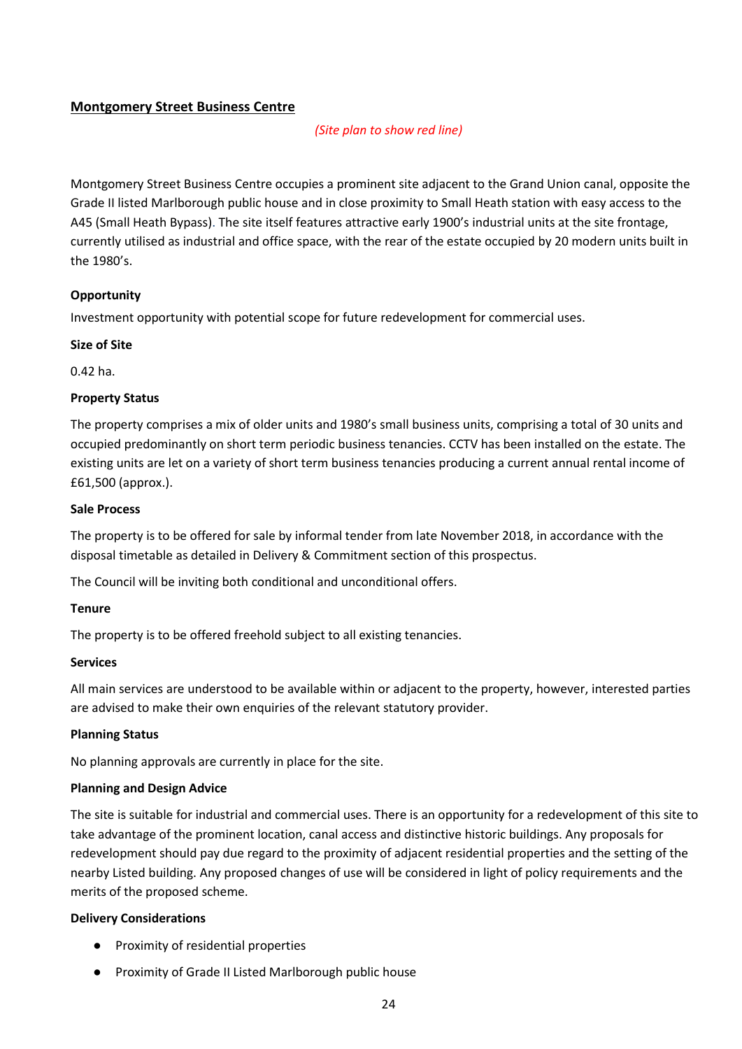## Montgomery Street Business Centre

*(Site plan to show red line)*

Montgomery Street Business Centre occupies a prominent site adjacent to the Grand Union canal, opposite the Grade II listed Marlborough public house and in close proximity to Small Heath station with easy access to the A45 (Small Heath Bypass). The site itself features attractive early 1900's industrial units at the site frontage, currently utilised as industrial and office space, with the rear of the estate occupied by 20 modern units built in the 1980's.

**Opportunity**

Investment opportunity with potential scope for future redevelopment for commercial uses.

**Size of Site**

0.42 ha.

**Property Status**

The property comprises a mix of older units and 1980's small business units, comprising a total of 30 units and occupied predominantly on short term periodic business tenancies. CCTV has been installed on the estate. The existing units are let on a variety of short term business tenancies producing a current annual rental income of £61,500 (approx.).

**Sale Process**

The property is to be offered for sale by informal tender from late November 2018, in accordance with the disposal timetable as detailed in Delivery & Commitment section of this prospectus.

The Council will be inviting both conditional and unconditional offers.

**Tenure**

The property is to be offered freehold subject to all existing tenancies.

**Services**

All main services are understood to be available within or adjacent to the property, however, interested parties are advised to make their own enquiries of the relevant statutory provider.

**Planning Status**

No planning approvals are currently in place for the site.

**Planning and Design Advice**

The site is suitable for industrial and commercial uses. There is an opportunity for a redevelopment of this site to take advantage of the prominent location, canal access and distinctive historic buildings. Any proposals for redevelopment should pay due regard to the proximity of adjacent residential properties and the setting of the nearby Listed building. Any proposed changes of use will be considered in light of policy requirements and the merits of the proposed scheme.

**Delivery Considerations**

- Proximity of residential properties
- Proximity of Grade II Listed Marlborough public house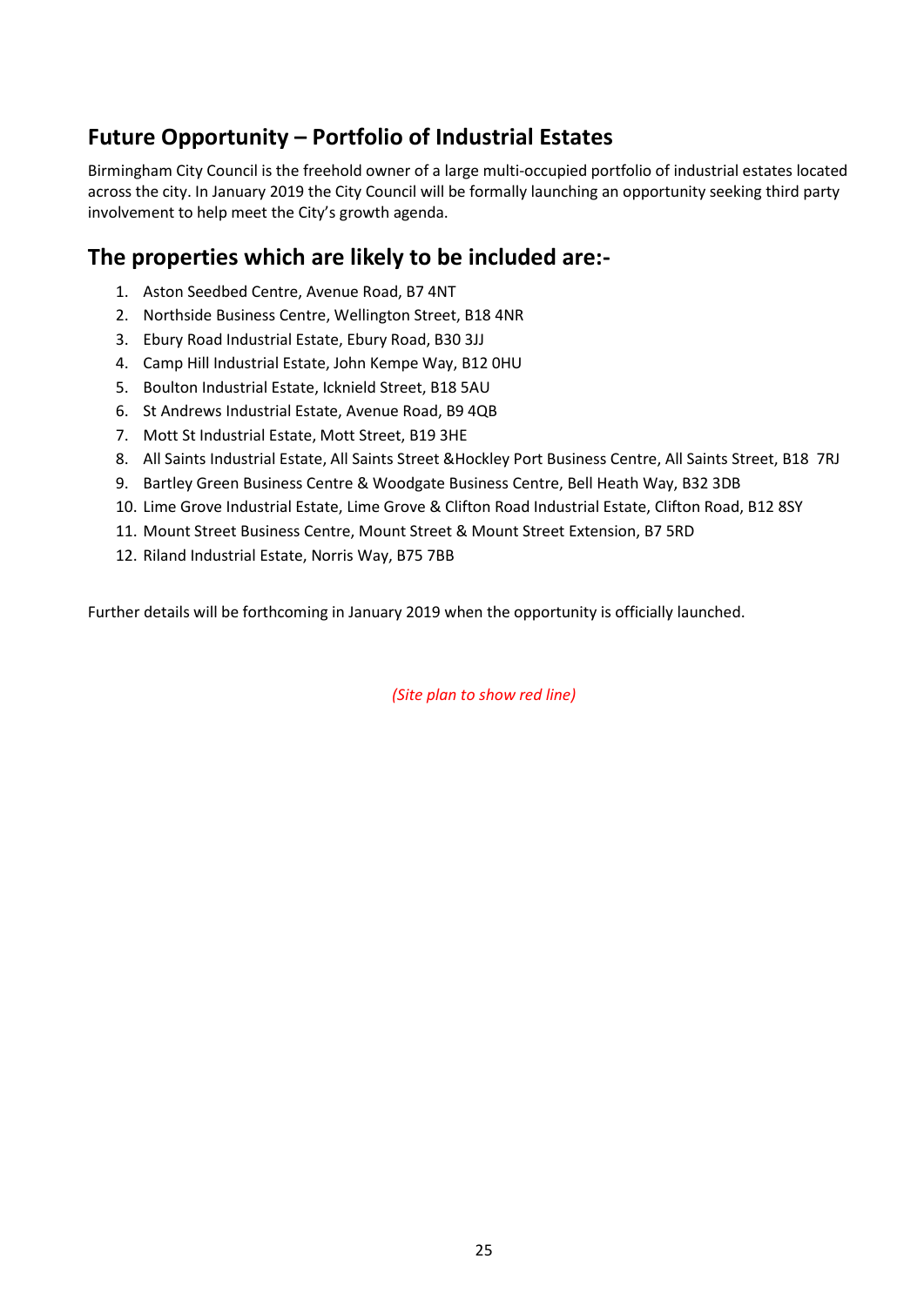## Future Opportunity – Portfolio of Industrial Estates

Birmingham City Council is the freehold owner of a large multi-occupied portfolio of industrial estates located across the city. In January 2019 the City Council will be formally launching an opportunity seeking third party involvement to help meet the City's growth agenda.

## The properties which are likely to be included are:-

1. Aston Seedbed Centre, Avenue Road, B7 4NT
2. Northside Business Centre, Wellington Street, B18 4NR
3. Ebury Road Industrial Estate, Ebury Road, B30 3JJ
4. Camp Hill Industrial Estate, John Kempe Way, B12 0HU
5. Boulton Industrial Estate, Icknield Street, B18 5AU
6. St Andrews Industrial Estate, Avenue Road, B9 4QB
7. Mott St Industrial Estate, Mott Street, B19 3HE
8. All Saints Industrial Estate, All Saints Street &Hockley Port Business Centre, All Saints Street, B18 7RJ
9. Bartley Green Business Centre & Woodgate Business Centre, Bell Heath Way, B32 3DB
10. Lime Grove Industrial Estate, Lime Grove & Clifton Road Industrial Estate, Clifton Road, B12 8SY
11. Mount Street Business Centre, Mount Street & Mount Street Extension, B7 5RD
12. Riland Industrial Estate, Norris Way, B75 7BB

Further details will be forthcoming in January 2019 when the opportunity is officially launched.

*(Site plan to show red line)*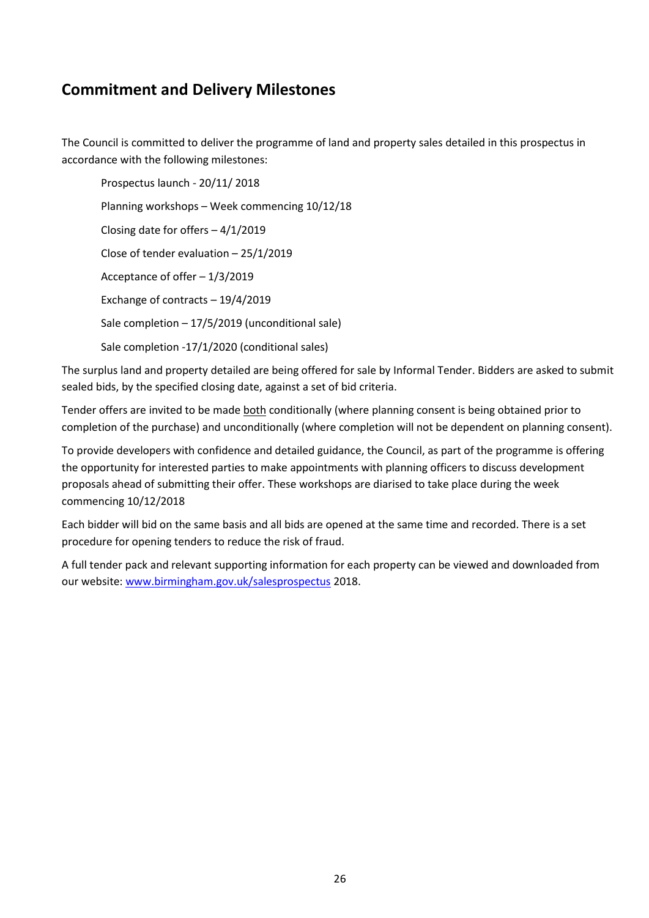## Commitment and Delivery Milestones

The Council is committed to deliver the programme of land and property sales detailed in this prospectus in accordance with the following milestones:

Prospectus launch - 20/11/ 2018

Planning workshops – Week commencing 10/12/18

Closing date for offers – 4/1/2019

Close of tender evaluation – 25/1/2019

Acceptance of offer – 1/3/2019

Exchange of contracts – 19/4/2019

Sale completion – 17/5/2019 (unconditional sale)

Sale completion -17/1/2020 (conditional sales)

The surplus land and property detailed are being offered for sale by Informal Tender. Bidders are asked to submit sealed bids, by the specified closing date, against a set of bid criteria.

Tender offers are invited to be made <u>both</u> conditionally (where planning consent is being obtained prior to completion of the purchase) and unconditionally (where completion will not be dependent on planning consent).

To provide developers with confidence and detailed guidance, the Council, as part of the programme is offering the opportunity for interested parties to make appointments with planning officers to discuss development proposals ahead of submitting their offer. These workshops are diarised to take place during the week commencing 10/12/2018

Each bidder will bid on the same basis and all bids are opened at the same time and recorded. There is a set procedure for opening tenders to reduce the risk of fraud.

A full tender pack and relevant supporting information for each property can be viewed and downloaded from our website: [www.birmingham.gov.uk/salesprospectus](http://www.birmingham.gov.uk/salesprospectus) 2018.